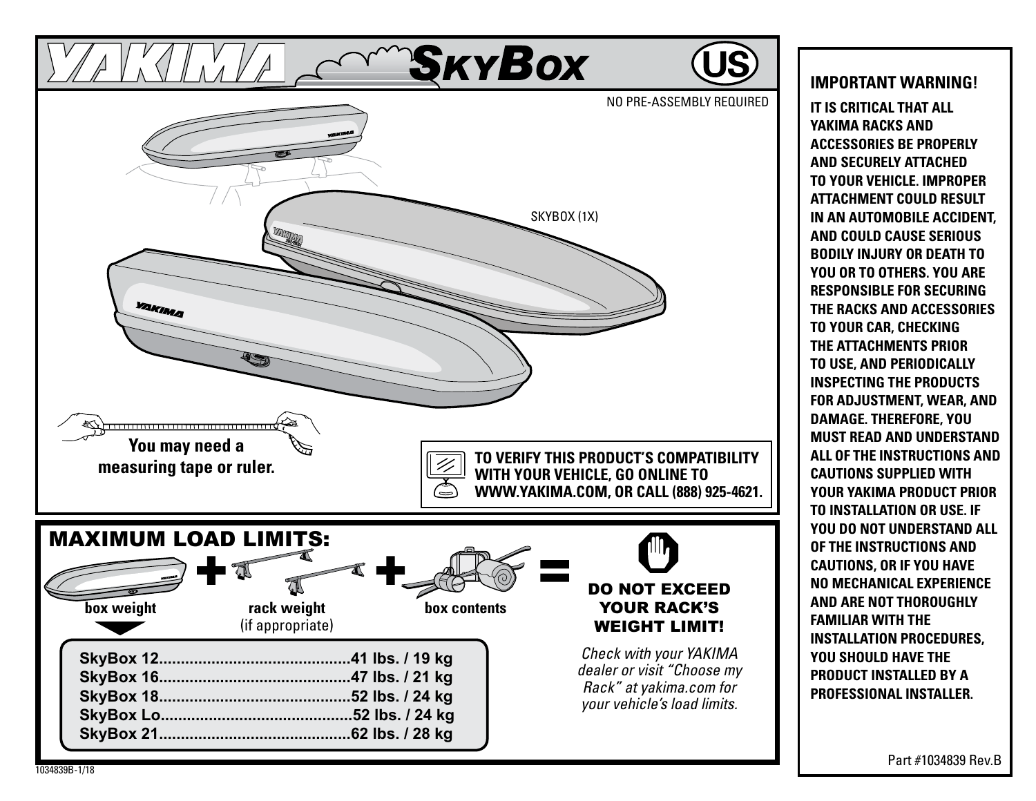# YAKIMA SkyBox

US

NO PRE-ASSEMBLY REQUIRED

SKYBOX (1X)

**You may need a measuring tape or ruler.**

**TO VERIFY THIS PRODUCT'S COMPATIBILITY WITH YOUR VEHICLE, GO ONLINE TO WWW.YAKIMA.COM, OR CALL (888) 925-4621.**

## MAXIMUM LOAD LIMITS:

**box weight** + **rack weight** (if appropriate) + **box contents** = **DO NOT EXCEED YOUR RACK'S WEIGHT LIMIT!**

| Model | Weight |
|---|---|
| SkyBox 12 | 41 lbs. / 19 kg |
| SkyBox 16 | 47 lbs. / 21 kg |
| SkyBox 18 | 52 lbs. / 24 kg |
| SkyBox Lo | 52 lbs. / 24 kg |
| SkyBox 21 | 62 lbs. / 28 kg |

*Check with your YAKIMA dealer or visit "Choose my Rack" at yakima.com for your vehicle's load limits.*

## IMPORTANT WARNING!

**IT IS CRITICAL THAT ALL YAKIMA RACKS AND ACCESSORIES BE PROPERLY AND SECURELY ATTACHED TO YOUR VEHICLE. IMPROPER ATTACHMENT COULD RESULT IN AN AUTOMOBILE ACCIDENT, AND COULD CAUSE SERIOUS BODILY INJURY OR DEATH TO YOU OR TO OTHERS. YOU ARE RESPONSIBLE FOR SECURING THE RACKS AND ACCESSORIES TO YOUR CAR, CHECKING THE ATTACHMENTS PRIOR TO USE, AND PERIODICALLY INSPECTING THE PRODUCTS FOR ADJUSTMENT, WEAR, AND DAMAGE. THEREFORE, YOU MUST READ AND UNDERSTAND ALL OF THE INSTRUCTIONS AND CAUTIONS SUPPLIED WITH YOUR YAKIMA PRODUCT PRIOR TO INSTALLATION OR USE. IF YOU DO NOT UNDERSTAND ALL OF THE INSTRUCTIONS AND CAUTIONS, OR IF YOU HAVE NO MECHANICAL EXPERIENCE AND ARE NOT THOROUGHLY FAMILIAR WITH THE INSTALLATION PROCEDURES, YOU SHOULD HAVE THE PRODUCT INSTALLED BY A PROFESSIONAL INSTALLER.**

Part #1034839 Rev.B

1034839B-1/18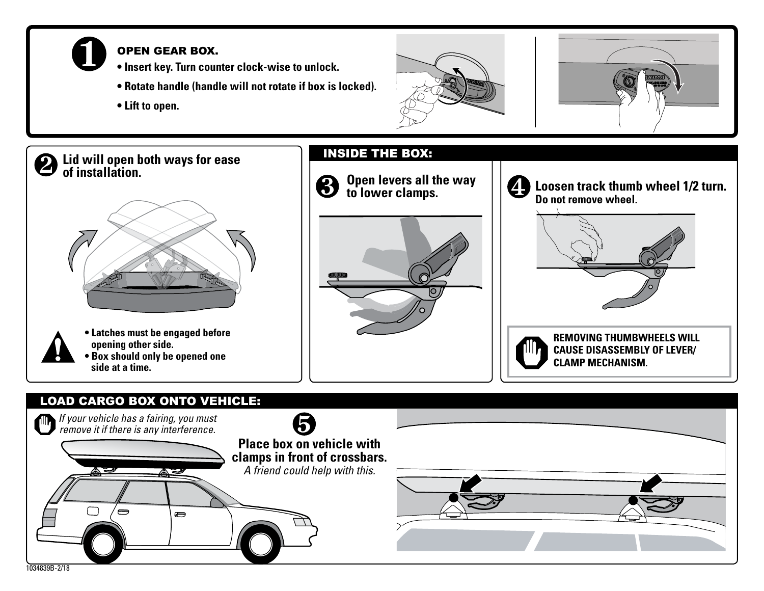## 1 OPEN GEAR BOX.

- Insert key. Turn counter clock-wise to unlock.
- Rotate handle (handle will not rotate if box is locked).
- Lift to open.

## 2 Lid will open both ways for ease of installation.

- Latches must be engaged before opening other side.
- Box should only be opened one side at a time.

## INSIDE THE BOX:

### 3 Open levers all the way to lower clamps.

### 4 Loosen track thumb wheel 1/2 turn.

**Do not remove wheel.**

**REMOVING THUMBWHEELS WILL CAUSE DISASSEMBLY OF LEVER/ CLAMP MECHANISM.**

## LOAD CARGO BOX ONTO VEHICLE:

*If your vehicle has a fairing, you must remove it if there is any interference.*

### 5 Place box on vehicle with clamps in front of crossbars.

*A friend could help with this.*

1034839B-2/18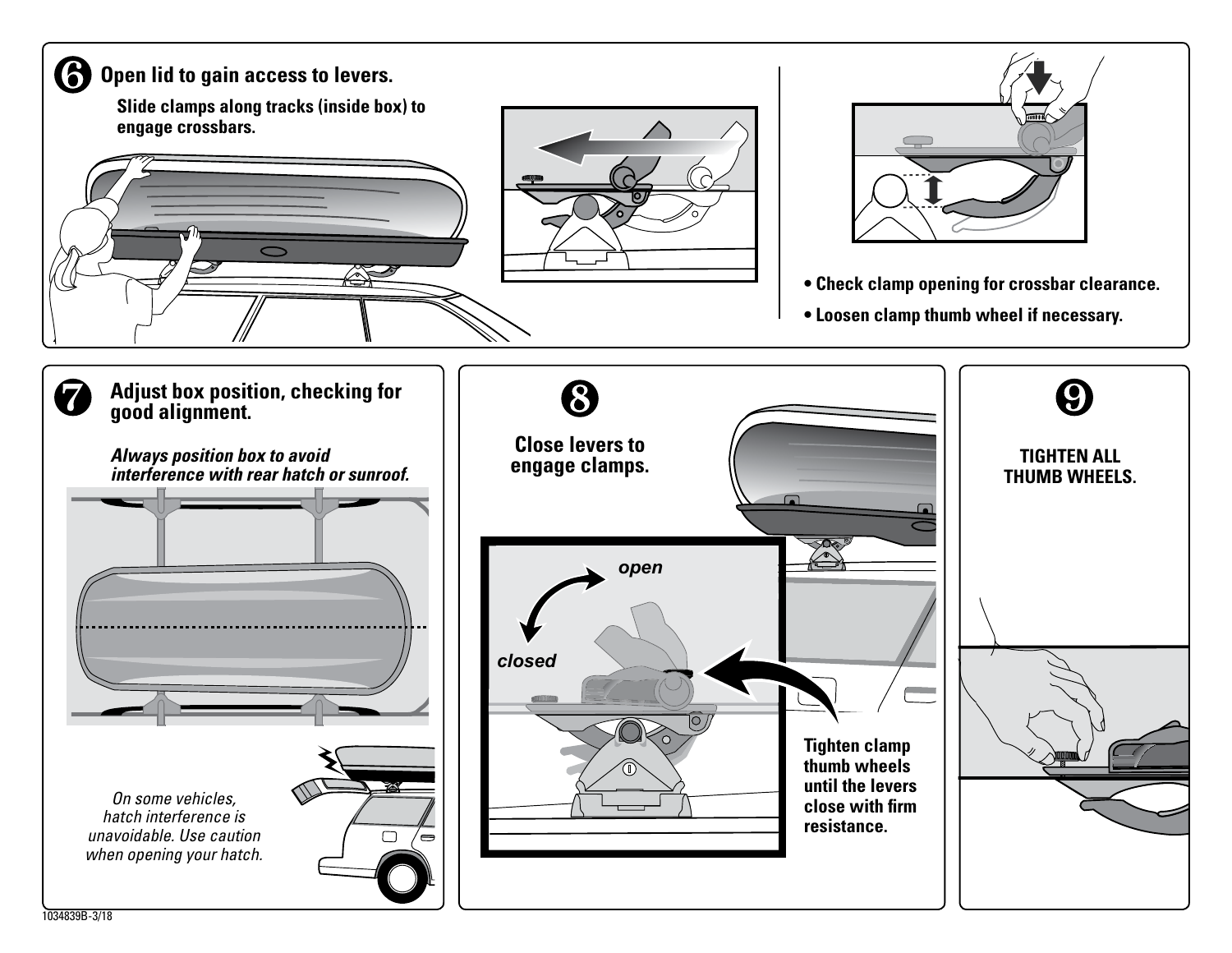## 6 Open lid to gain access to levers.

**Slide clamps along tracks (inside box) to engage crossbars.**

- **Check clamp opening for crossbar clearance.**
- **Loosen clamp thumb wheel if necessary.**

## 7 Adjust box position, checking for good alignment.

***Always position box to avoid interference with rear hatch or sunroof.***

*On some vehicles, hatch interference is unavoidable. Use caution when opening your hatch.*

## 8

**Close levers to engage clamps.**

*open*

*closed*

**Tighten clamp thumb wheels until the levers close with firm resistance.**

## 9

**TIGHTEN ALL THUMB WHEELS.**

1034839B-3/18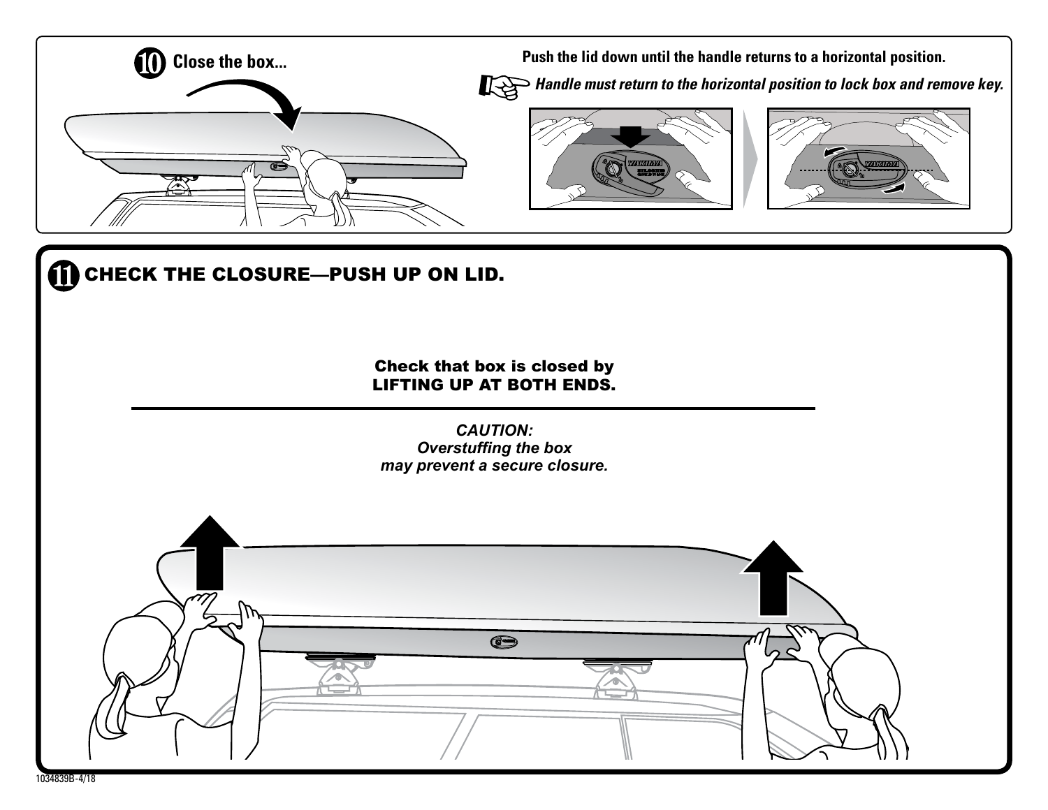## 10 Close the box...

**Push the lid down until the handle returns to a horizontal position.**

***Handle must return to the horizontal position to lock box and remove key.***

## 11 CHECK THE CLOSURE—PUSH UP ON LID.

**Check that box is closed by**
**LIFTING UP AT BOTH ENDS.**

***CAUTION:***
***Overstuffing the box***
***may prevent a secure closure.***

1034839B-4/18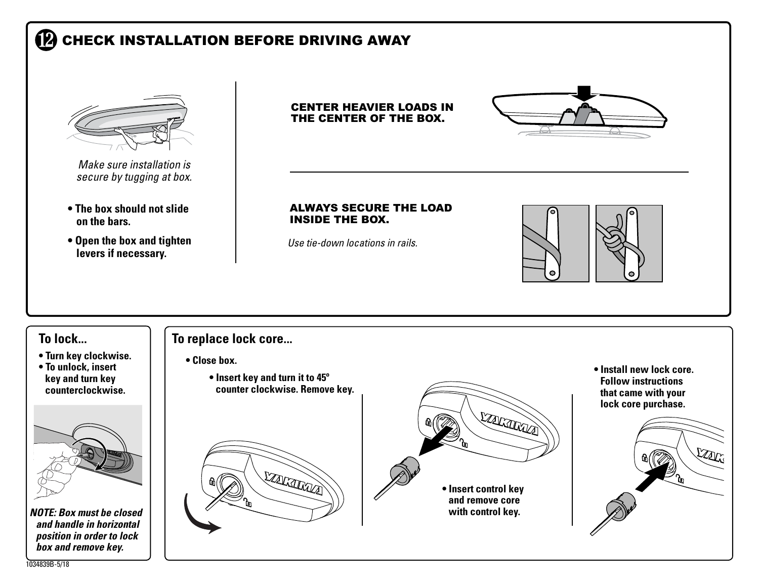## 12 CHECK INSTALLATION BEFORE DRIVING AWAY

*Make sure installation is secure by tugging at box.*

- **The box should not slide on the bars.**
- **Open the box and tighten levers if necessary.**

**CENTER HEAVIER LOADS IN THE CENTER OF THE BOX.**

**ALWAYS SECURE THE LOAD INSIDE THE BOX.**

*Use tie-down locations in rails.*

### To lock...

- **Turn key clockwise.**
- **To unlock, insert key and turn key counterclockwise.**

***NOTE: Box must be closed and handle in horizontal position in order to lock box and remove key.***

### To replace lock core...

- **Close box.**
  - **Insert key and turn it to 45º counter clockwise. Remove key.**
- **Insert control key and remove core with control key.**
- **Install new lock core. Follow instructions that came with your lock core purchase.**

1034839B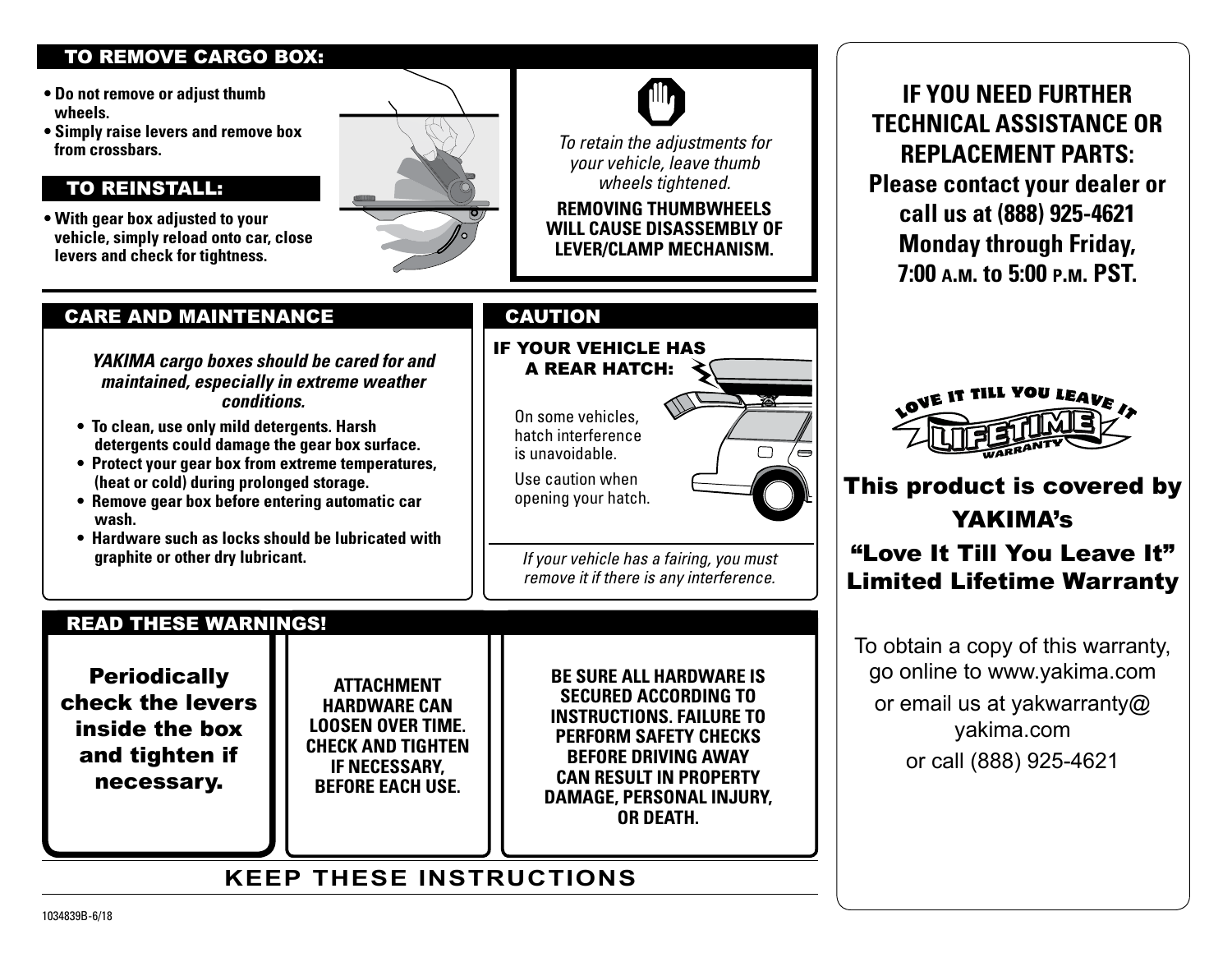## TO REMOVE CARGO BOX:

- **Do not remove or adjust thumb wheels.**
- **Simply raise levers and remove box from crossbars.**

## TO REINSTALL:

- **With gear box adjusted to your vehicle, simply reload onto car, close levers and check for tightness.**

*To retain the adjustments for your vehicle, leave thumb wheels tightened.*

**REMOVING THUMBWHEELS WILL CAUSE DISASSEMBLY OF LEVER/CLAMP MECHANISM.**

## CARE AND MAINTENANCE

***YAKIMA cargo boxes should be cared for and maintained, especially in extreme weather conditions.***

- **To clean, use only mild detergents. Harsh detergents could damage the gear box surface.**
- **Protect your gear box from extreme temperatures, (heat or cold) during prolonged storage.**
- **Remove gear box before entering automatic car wash.**
- **Hardware such as locks should be lubricated with graphite or other dry lubricant.**

## CAUTION

**IF YOUR VEHICLE HAS A REAR HATCH:**

On some vehicles, hatch interference is unavoidable.

Use caution when opening your hatch.

*If your vehicle has a fairing, you must remove it if there is any interference.*

## READ THESE WARNINGS!

**Periodically check the levers inside the box and tighten if necessary.**

**ATTACHMENT HARDWARE CAN LOOSEN OVER TIME. CHECK AND TIGHTEN IF NECESSARY, BEFORE EACH USE.**

**BE SURE ALL HARDWARE IS SECURED ACCORDING TO INSTRUCTIONS. FAILURE TO PERFORM SAFETY CHECKS BEFORE DRIVING AWAY CAN RESULT IN PROPERTY DAMAGE, PERSONAL INJURY, OR DEATH.**

## KEEP THESE INSTRUCTIONS

**IF YOU NEED FURTHER TECHNICAL ASSISTANCE OR REPLACEMENT PARTS: Please contact your dealer or call us at (888) 925-4621 Monday through Friday, 7:00 A.M. to 5:00 P.M. PST.**

LOVE IT TILL YOU LEAVE IT LIFETIME WARRANTY

**This product is covered by YAKIMA's "Love It Till You Leave It" Limited Lifetime Warranty**

To obtain a copy of this warranty, go online to www.yakima.com

or email us at yakwarranty@yakima.com

or call (888) 925-4621

1034839B-6/18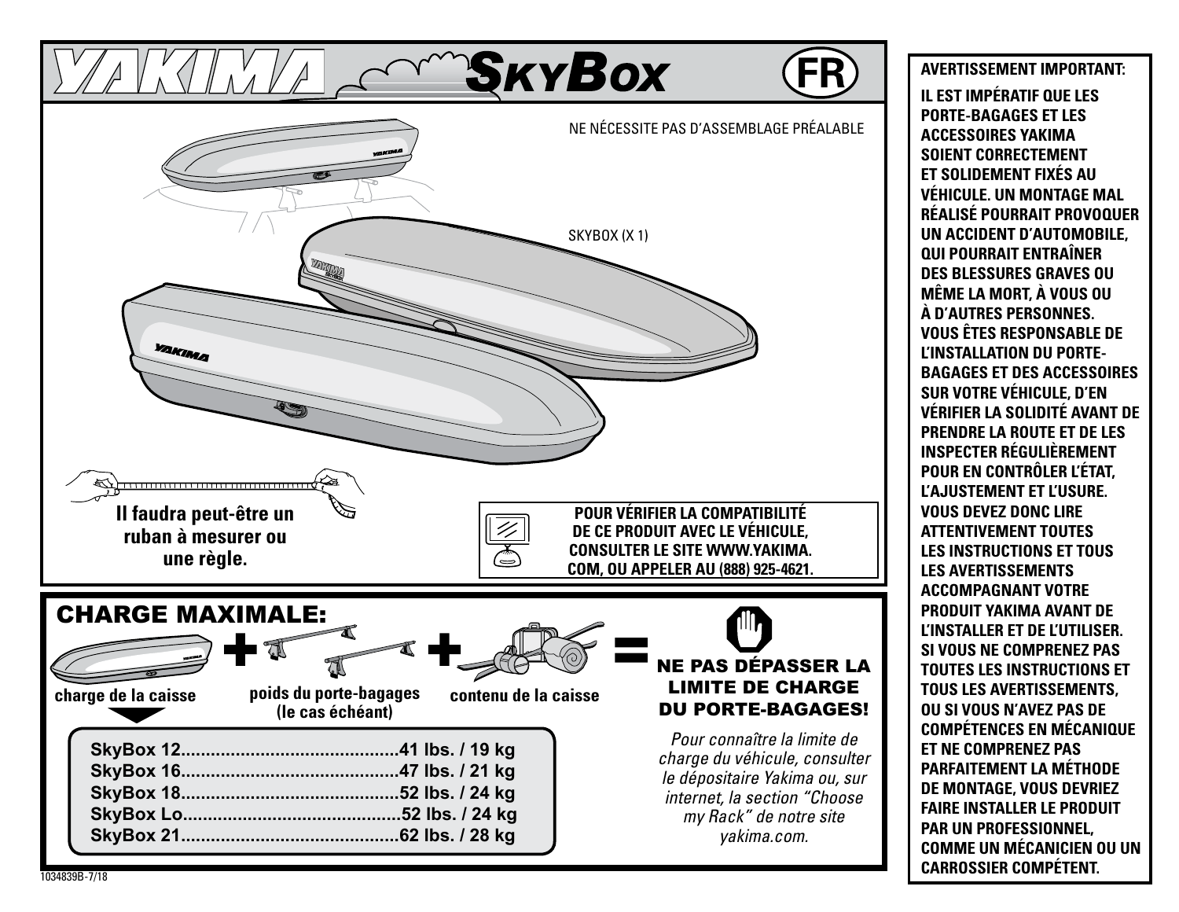# YAKIMA SkyBox (FR)

NE NÉCESSITE PAS D'ASSEMBLAGE PRÉALABLE

SKYBOX (X 1)

**Il faudra peut-être un ruban à mesurer ou une règle.**

**POUR VÉRIFIER LA COMPATIBILITÉ DE CE PRODUIT AVEC LE VÉHICULE, CONSULTER LE SITE WWW.YAKIMA.COM, OU APPELER AU (888) 925-4621.**

## CHARGE MAXIMALE:

**charge de la caisse** + **poids du porte-bagages (le cas échéant)** + **contenu de la caisse** = **NE PAS DÉPASSER LA LIMITE DE CHARGE DU PORTE-BAGAGES!**

| Modèle | Charge |
|---|---|
| SkyBox 12 | 41 lbs. / 19 kg |
| SkyBox 16 | 47 lbs. / 21 kg |
| SkyBox 18 | 52 lbs. / 24 kg |
| SkyBox Lo | 52 lbs. / 24 kg |
| SkyBox 21 | 62 lbs. / 28 kg |

*Pour connaître la limite de charge du véhicule, consulter le dépositaire Yakima ou, sur internet, la section "Choose my Rack" de notre site yakima.com.*

**AVERTISSEMENT IMPORTANT:**

**IL EST IMPÉRATIF QUE LES PORTE-BAGAGES ET LES ACCESSOIRES YAKIMA SOIENT CORRECTEMENT ET SOLIDEMENT FIXÉS AU VÉHICULE. UN MONTAGE MAL RÉALISÉ POURRAIT PROVOQUER UN ACCIDENT D'AUTOMOBILE, QUI POURRAIT ENTRAÎNER DES BLESSURES GRAVES OU MÊME LA MORT, À VOUS OU À D'AUTRES PERSONNES. VOUS ÊTES RESPONSABLE DE L'INSTALLATION DU PORTE-BAGAGES ET DES ACCESSOIRES SUR VOTRE VÉHICULE, D'EN VÉRIFIER LA SOLIDITÉ AVANT DE PRENDRE LA ROUTE ET DE LES INSPECTER RÉGULIÈREMENT POUR EN CONTRÔLER L'ÉTAT, L'AJUSTEMENT ET L'USURE. VOUS DEVEZ DONC LIRE ATTENTIVEMENT TOUTES LES INSTRUCTIONS ET TOUS LES AVERTISSEMENTS ACCOMPAGNANT VOTRE PRODUIT YAKIMA AVANT DE L'INSTALLER ET DE L'UTILISER. SI VOUS NE COMPRENEZ PAS TOUTES LES INSTRUCTIONS ET TOUS LES AVERTISSEMENTS, OU SI VOUS N'AVEZ PAS DE COMPÉTENCES EN MÉCANIQUE ET NE COMPRENEZ PAS PARFAITEMENT LA MÉTHODE DE MONTAGE, VOUS DEVRIEZ FAIRE INSTALLER LE PRODUIT PAR UN PROFESSIONNEL, COMME UN MÉCANICIEN OU UN CARROSSIER COMPÉTENT.**

1034839B-7/18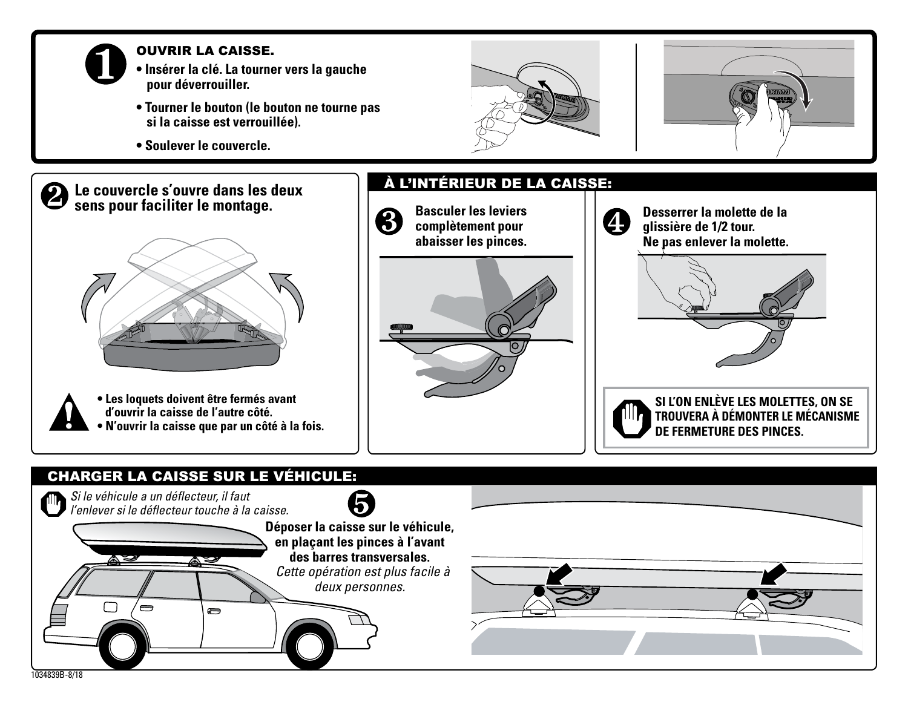## 1 OUVRIR LA CAISSE.

- **Insérer la clé. La tourner vers la gauche pour déverrouiller.**
- **Tourner le bouton (le bouton ne tourne pas si la caisse est verrouillée).**
- **Soulever le couvercle.**

## 2 Le couvercle s'ouvre dans les deux sens pour faciliter le montage.

- **Les loquets doivent être fermés avant d'ouvrir la caisse de l'autre côté.**
- **N'ouvrir la caisse que par un côté à la fois.**

## À L'INTÉRIEUR DE LA CAISSE:

**3 Basculer les leviers complètement pour abaisser les pinces.**

**4 Desserrer la molette de la glissière de 1/2 tour. Ne pas enlever la molette.**

**SI L'ON ENLÈVE LES MOLETTES, ON SE TROUVERA À DÉMONTER LE MÉCANISME DE FERMETURE DES PINCES.**

## CHARGER LA CAISSE SUR LE VÉHICULE:

*Si le véhicule a un déflecteur, il faut l'enlever si le déflecteur touche à la caisse.*

**5 Déposer la caisse sur le véhicule, en plaçant les pinces à l'avant des barres transversales.**
*Cette opération est plus facile à deux personnes.*

1034839B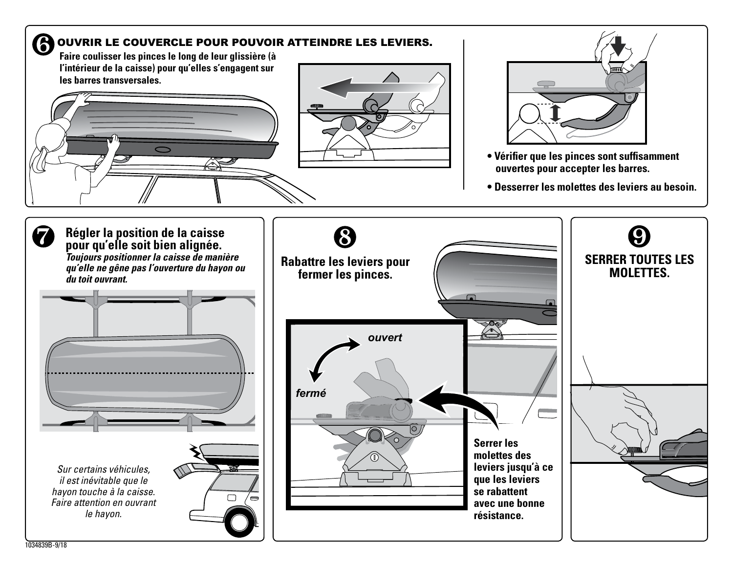## 6 OUVRIR LE COUVERCLE POUR POUVOIR ATTEINDRE LES LEVIERS.

**Faire coulisser les pinces le long de leur glissière (à l'intérieur de la caisse) pour qu'elles s'engagent sur les barres transversales.**

- **Vérifier que les pinces sont suffisamment ouvertes pour accepter les barres.**
- **Desserrer les molettes des leviers au besoin.**

## 7 Régler la position de la caisse pour qu'elle soit bien alignée.

***Toujours positionner la caisse de manière qu'elle ne gêne pas l'ouverture du hayon ou du toit ouvrant.***

*Sur certains véhicules, il est inévitable que le hayon touche à la caisse. Faire attention en ouvrant le hayon.*

## 8

**Rabattre les leviers pour fermer les pinces.**

*ouvert*

*fermé*

**Serrer les molettes des leviers jusqu'à ce que les leviers se rabattent avec une bonne résistance.**

## 9

**SERRER TOUTES LES MOLETTES.**

1034839B-9/18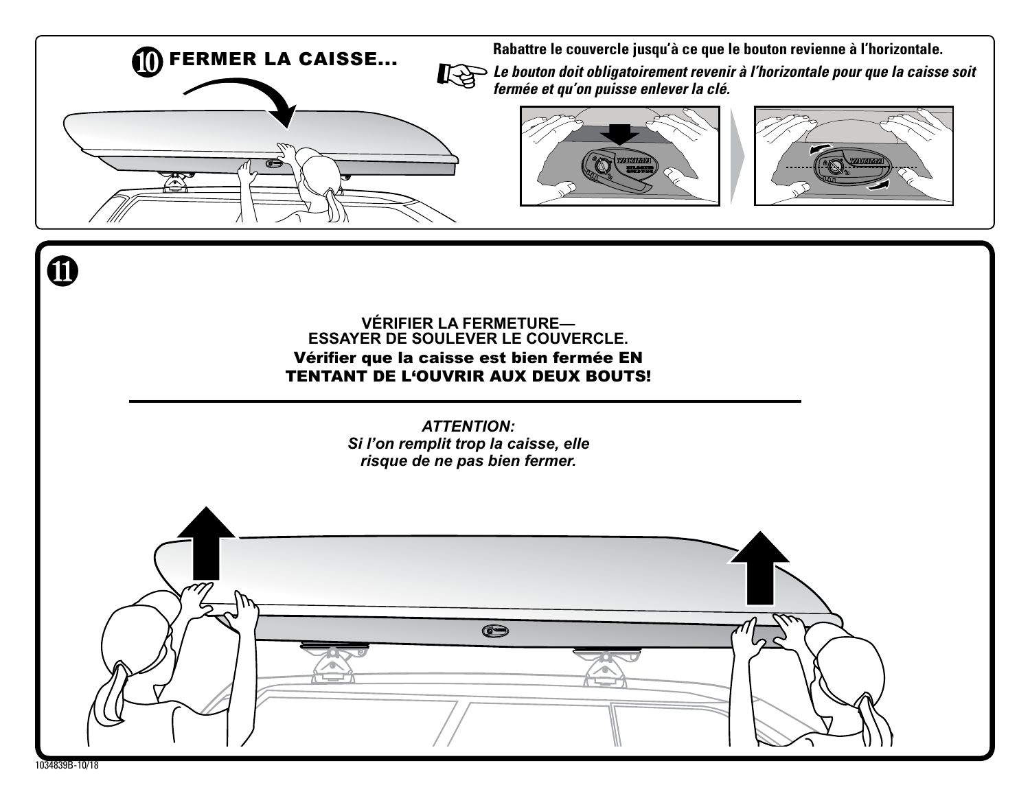## 10 FERMER LA CAISSE...

**Rabattre le couvercle jusqu'à ce que le bouton revienne à l'horizontale.**

***Le bouton doit obligatoirement revenir à l'horizontale pour que la caisse soit fermée et qu'on puisse enlever la clé.***

## 11

**VÉRIFIER LA FERMETURE—**
**ESSAYER DE SOULEVER LE COUVERCLE.**
**Vérifier que la caisse est bien fermée EN TENTANT DE L'OUVRIR AUX DEUX BOUTS!**

---

***ATTENTION:***
***Si l'on remplit trop la caisse, elle risque de ne pas bien fermer.***

1034839B-10/18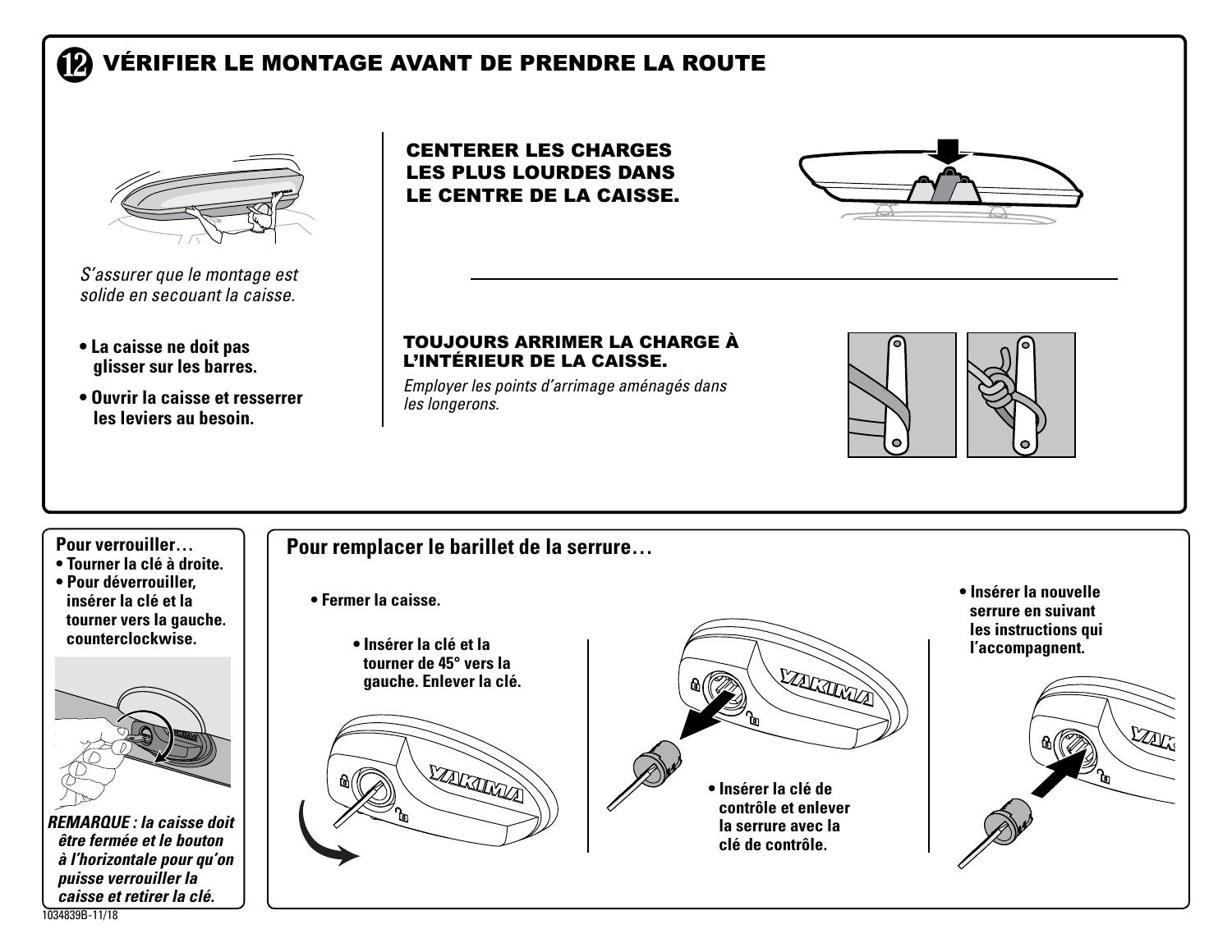## 12 VÉRIFIER LE MONTAGE AVANT DE PRENDRE LA ROUTE

*S'assurer que le montage est solide en secouant la caisse.*

- **La caisse ne doit pas glisser sur les barres.**
- **Ouvrir la caisse et resserrer les leviers au besoin.**

**CENTERER LES CHARGES LES PLUS LOURDES DANS LE CENTRE DE LA CAISSE.**

**TOUJOURS ARRIMER LA CHARGE À L'INTÉRIEUR DE LA CAISSE.**

*Employer les points d'arrimage aménagés dans les longerons.*

**Pour verrouiller…**

- **Tourner la clé à droite.**
- **Pour déverrouiller, insérer la clé et la tourner vers la gauche. counterclockwise.**

***REMARQUE : la caisse doit être fermée et le bouton à l'horizontale pour qu'on puisse verrouiller la caisse et retirer la clé.***

**Pour remplacer le barillet de la serrure…**

- **Fermer la caisse.**
- **Insérer la clé et la tourner de 45° vers la gauche. Enlever la clé.**
- **Insérer la clé de contrôle et enlever la serrure avec la clé de contrôle.**
- **Insérer la nouvelle serrure en suivant les instructions qui l'accompagnent.**

1034839B-11/18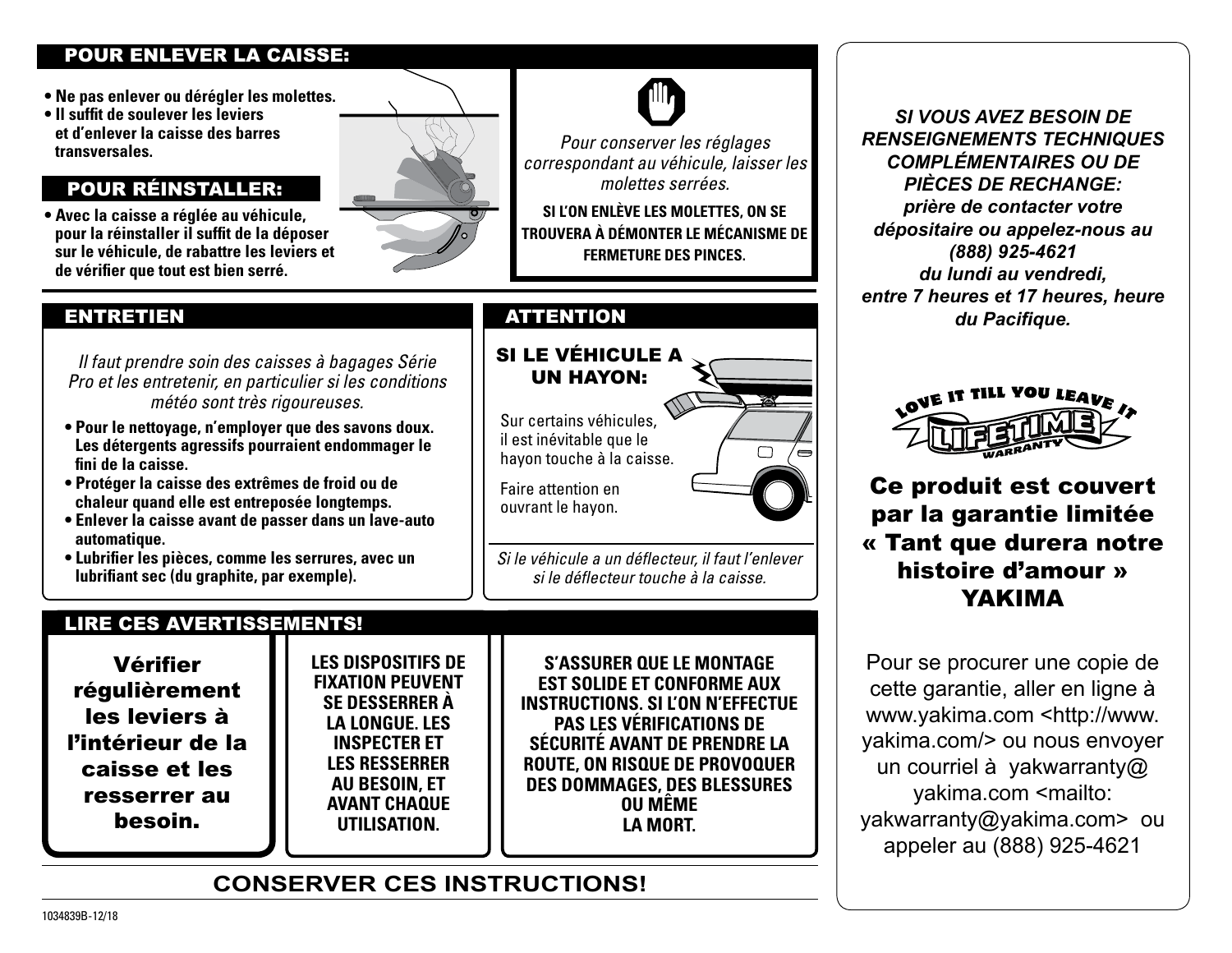## POUR ENLEVER LA CAISSE:

- **Ne pas enlever ou dérégler les molettes.**
- **Il suffit de soulever les leviers et d'enlever la caisse des barres transversales.**

## POUR RÉINSTALLER:

- **Avec la caisse a réglée au véhicule, pour la réinstaller il suffit de la déposer sur le véhicule, de rabattre les leviers et de vérifier que tout est bien serré.**

*Pour conserver les réglages correspondant au véhicule, laisser les molettes serrées.*

**SI L'ON ENLÈVE LES MOLETTES, ON SE TROUVERA À DÉMONTER LE MÉCANISME DE FERMETURE DES PINCES.**

## ENTRETIEN

*Il faut prendre soin des caisses à bagages Série Pro et les entretenir, en particulier si les conditions météo sont très rigoureuses.*

- **Pour le nettoyage, n'employer que des savons doux. Les détergents agressifs pourraient endommager le fini de la caisse.**
- **Protéger la caisse des extrêmes de froid ou de chaleur quand elle est entreposée longtemps.**
- **Enlever la caisse avant de passer dans un lave-auto automatique.**
- **Lubrifier les pièces, comme les serrures, avec un lubrifiant sec (du graphite, par exemple).**

## ATTENTION

**SI LE VÉHICULE A UN HAYON:**

Sur certains véhicules, il est inévitable que le hayon touche à la caisse.

Faire attention en ouvrant le hayon.

*Si le véhicule a un déflecteur, il faut l'enlever si le déflecteur touche à la caisse.*

## LIRE CES AVERTISSEMENTS!

**Vérifier régulièrement les leviers à l'intérieur de la caisse et les resserrer au besoin.**

**LES DISPOSITIFS DE FIXATION PEUVENT SE DESSERRER À LA LONGUE. LES INSPECTER ET LES RESSERRER AU BESOIN, ET AVANT CHAQUE UTILISATION.**

**S'ASSURER QUE LE MONTAGE EST SOLIDE ET CONFORME AUX INSTRUCTIONS. SI L'ON N'EFFECTUE PAS LES VÉRIFICATIONS DE SÉCURITÉ AVANT DE PRENDRE LA ROUTE, ON RISQUE DE PROVOQUER DES DOMMAGES, DES BLESSURES OU MÊME LA MORT.**

**CONSERVER CES INSTRUCTIONS!**

***SI VOUS AVEZ BESOIN DE RENSEIGNEMENTS TECHNIQUES COMPLÉMENTAIRES OU DE PIÈCES DE RECHANGE: prière de contacter votre dépositaire ou appelez-nous au (888) 925-4621 du lundi au vendredi, entre 7 heures et 17 heures, heure du Pacifique.***

LOVE IT TILL YOU LEAVE IT — LIFETIME WARRANTY

**Ce produit est couvert par la garantie limitée « Tant que durera notre histoire d'amour » YAKIMA**

Pour se procurer une copie de cette garantie, aller en ligne à www.yakima.com <http://www.yakima.com/> ou nous envoyer un courriel à yakwarranty@yakima.com <mailto:yakwarranty@yakima.com> ou appeler au (888) 925-4621

1034839B-12/18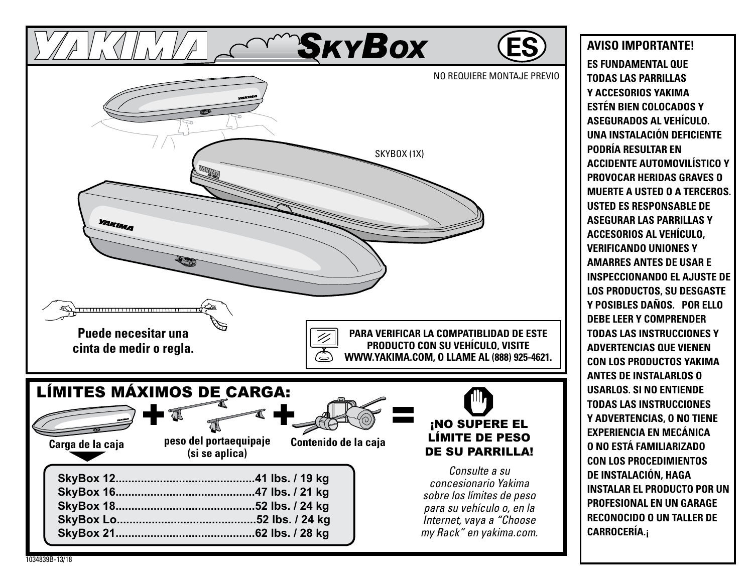# YAKIMA SkyBox

ES

NO REQUIERE MONTAJE PREVIO

SKYBOX (1X)

**Puede necesitar una cinta de medir o regla.**

**PARA VERIFICAR LA COMPATIBLIDAD DE ESTE PRODUCTO CON SU VEHÍCULO, VISITE WWW.YAKIMA.COM, O LLAME AL (888) 925-4621.**

## LÍMITES MÁXIMOS DE CARGA:

**Carga de la caja** + **peso del portaequipaje (si se aplica)** + **Contenido de la caja** = **¡NO SUPERE EL LÍMITE DE PESO DE SU PARRILLA!**

| Modelo | Peso |
|---|---|
| SkyBox 12 | 41 lbs. / 19 kg |
| SkyBox 16 | 47 lbs. / 21 kg |
| SkyBox 18 | 52 lbs. / 24 kg |
| SkyBox Lo | 52 lbs. / 24 kg |
| SkyBox 21 | 62 lbs. / 28 kg |

*Consulte a su concesionario Yakima sobre los límites de peso para su vehículo o, en la Internet, vaya a "Choose my Rack" en yakima.com.*

1034839B-13/18

**AVISO IMPORTANTE!**

**ES FUNDAMENTAL QUE TODAS LAS PARRILLAS Y ACCESORIOS YAKIMA ESTÉN BIEN COLOCADOS Y ASEGURADOS AL VEHÍCULO. UNA INSTALACIÓN DEFICIENTE PODRÍA RESULTAR EN ACCIDENTE AUTOMOVILÍSTICO Y PROVOCAR HERIDAS GRAVES O MUERTE A USTED O A TERCEROS. USTED ES RESPONSABLE DE ASEGURAR LAS PARRILLAS Y ACCESORIOS AL VEHÍCULO, VERIFICANDO UNIONES Y AMARRES ANTES DE USAR E INSPECCIONANDO EL AJUSTE DE LOS PRODUCTOS, SU DESGASTE Y POSIBLES DAÑOS. POR ELLO DEBE LEER Y COMPRENDER TODAS LAS INSTRUCCIONES Y ADVERTENCIAS QUE VIENEN CON LOS PRODUCTOS YAKIMA ANTES DE INSTALARLOS O USARLOS. SI NO ENTIENDE TODAS LAS INSTRUCCIONES Y ADVERTENCIAS, O NO TIENE EXPERIENCIA EN MECÁNICA O NO ESTÁ FAMILIARIZADO CON LOS PROCEDIMIENTOS DE INSTALACIÓN, HAGA INSTALAR EL PRODUCTO POR UN PROFESIONAL EN UN GARAGE RECONOCIDO O UN TALLER DE CARROCERÍA.¡**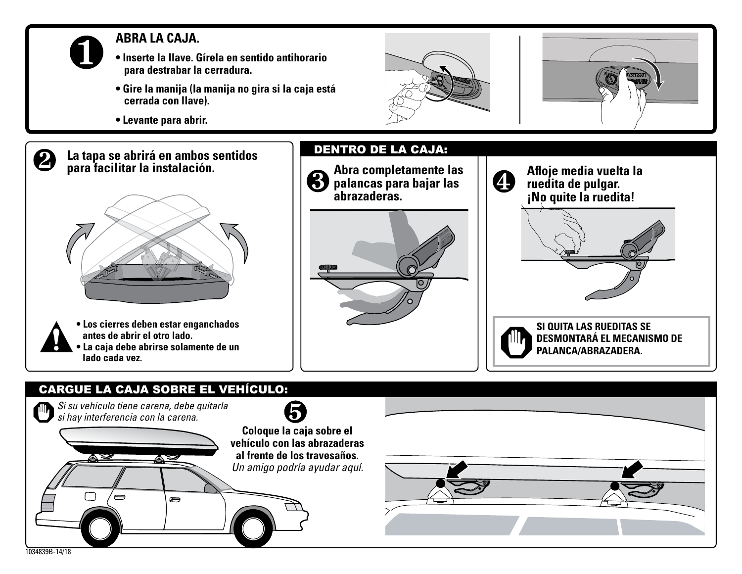## 1 ABRA LA CAJA.

- Inserte la llave. Gírela en sentido antihorario para destrabar la cerradura.
- Gire la manija (la manija no gira si la caja está cerrada con llave).
- Levante para abrir.

## 2 La tapa se abrirá en ambos sentidos para facilitar la instalación.

- Los cierres deben estar enganchados antes de abrir el otro lado.
- La caja debe abrirse solamente de un lado cada vez.

## DENTRO DE LA CAJA:

### 3 Abra completamente las palancas para bajar las abrazaderas.

### 4 Afloje media vuelta la ruedita de pulgar. ¡No quite la ruedita!

**SI QUITA LAS RUEDITAS SE DESMONTARÁ EL MECANISMO DE PALANCA/ABRAZADERA.**

## CARGUE LA CAJA SOBRE EL VEHÍCULO:

*Si su vehículo tiene carena, debe quitarla si hay interferencia con la carena.*

### 5

**Coloque la caja sobre el vehículo con las abrazaderas al frente de los travesaños.**
*Un amigo podría ayudar aquí.*

1034839B-14/18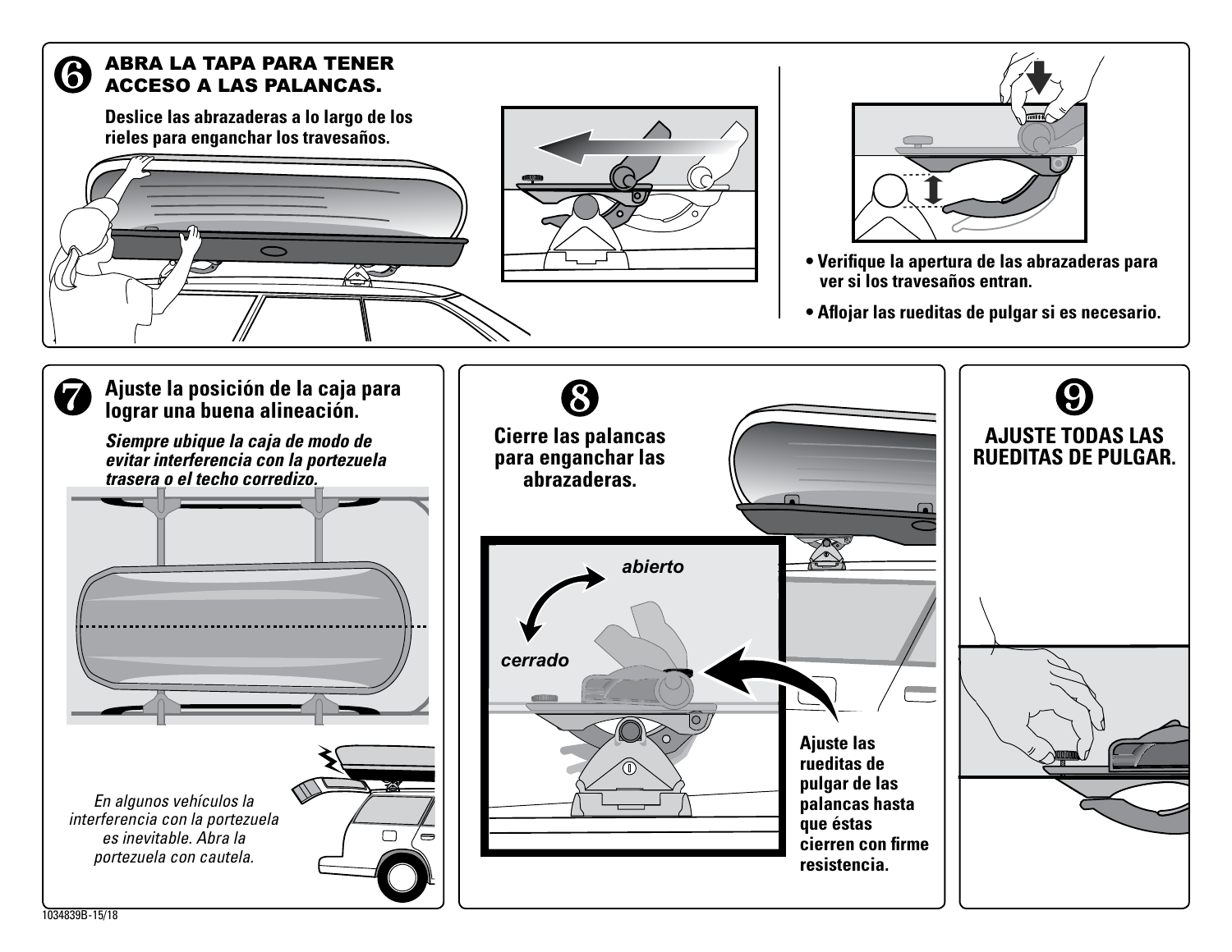## 6 ABRA LA TAPA PARA TENER ACCESO A LAS PALANCAS.

**Deslice las abrazaderas a lo largo de los rieles para enganchar los travesaños.**

- **Verifique la apertura de las abrazaderas para ver si los travesaños entran.**
- **Aflojar las rueditas de pulgar si es necesario.**

## 7 Ajuste la posición de la caja para lograr una buena alineación.

***Siempre ubique la caja de modo de evitar interferencia con la portezuela trasera o el techo corredizo.***

*En algunos vehículos la interferencia con la portezuela es inevitable. Abra la portezuela con cautela.*

## 8 Cierre las palancas para enganchar las abrazaderas.

*abierto*

*cerrado*

**Ajuste las rueditas de pulgar de las palancas hasta que éstas cierren con firme resistencia.**

## 9 AJUSTE TODAS LAS RUEDITAS DE PULGAR.

1034839B-15/18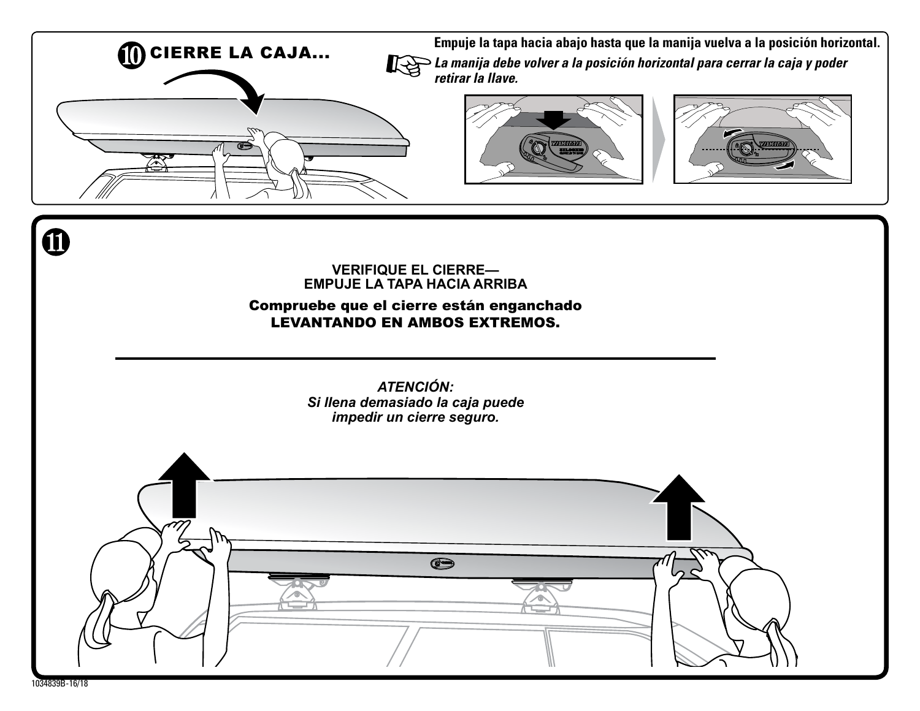## 10 CIERRE LA CAJA...

**Empuje la tapa hacia abajo hasta que la manija vuelva a la posición horizontal.**

***La manija debe volver a la posición horizontal para cerrar la caja y poder retirar la llave.***

## 11

**VERIFIQUE EL CIERRE—**
**EMPUJE LA TAPA HACIA ARRIBA**

**Compruebe que el cierre están enganchado**
**LEVANTANDO EN AMBOS EXTREMOS.**

***ATENCIÓN:***
***Si llena demasiado la caja puede impedir un cierre seguro.***

1034839B-16/18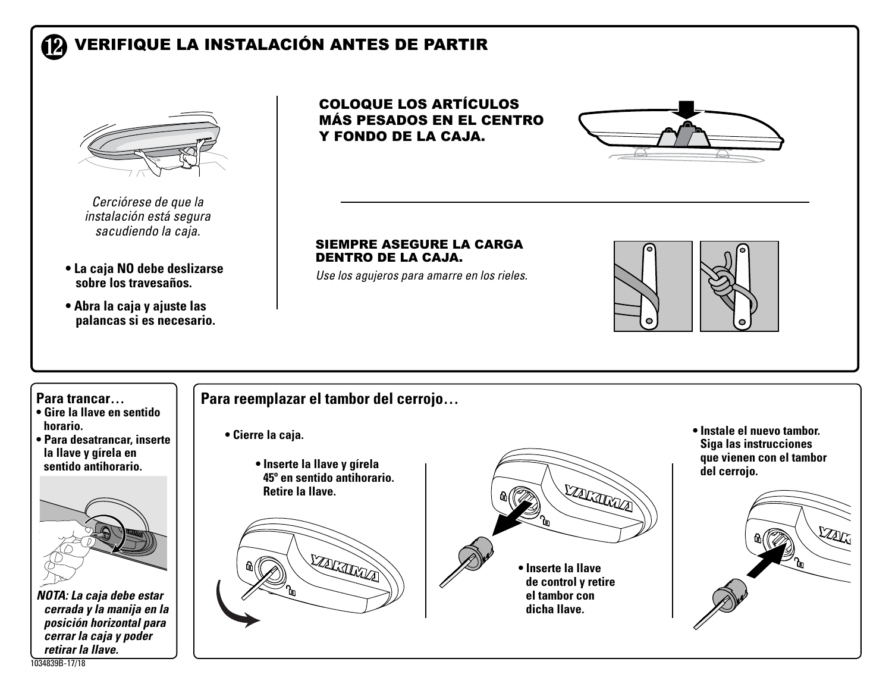## 12 VERIFIQUE LA INSTALACIÓN ANTES DE PARTIR

*Cerciórese de que la instalación está segura sacudiendo la caja.*

- **La caja NO debe deslizarse sobre los travesaños.**
- **Abra la caja y ajuste las palancas si es necesario.**

**COLOQUE LOS ARTÍCULOS MÁS PESADOS EN EL CENTRO Y FONDO DE LA CAJA.**

**SIEMPRE ASEGURE LA CARGA DENTRO DE LA CAJA.**

*Use los agujeros para amarre en los rieles.*

### Para trancar…

- **Gire la llave en sentido horario.**
- **Para desatrancar, inserte la llave y gírela en sentido antihorario.**

***NOTA: La caja debe estar cerrada y la manija en la posición horizontal para cerrar la caja y poder retirar la llave.***

### Para reemplazar el tambor del cerrojo…

- **Cierre la caja.**
- **Inserte la llave y gírela 45º en sentido antihorario. Retire la llave.**
- **Inserte la llave de control y retire el tambor con dicha llave.**
- **Instale el nuevo tambor. Siga las instrucciones que vienen con el tambor del cerrojo.**

1034839B-17/18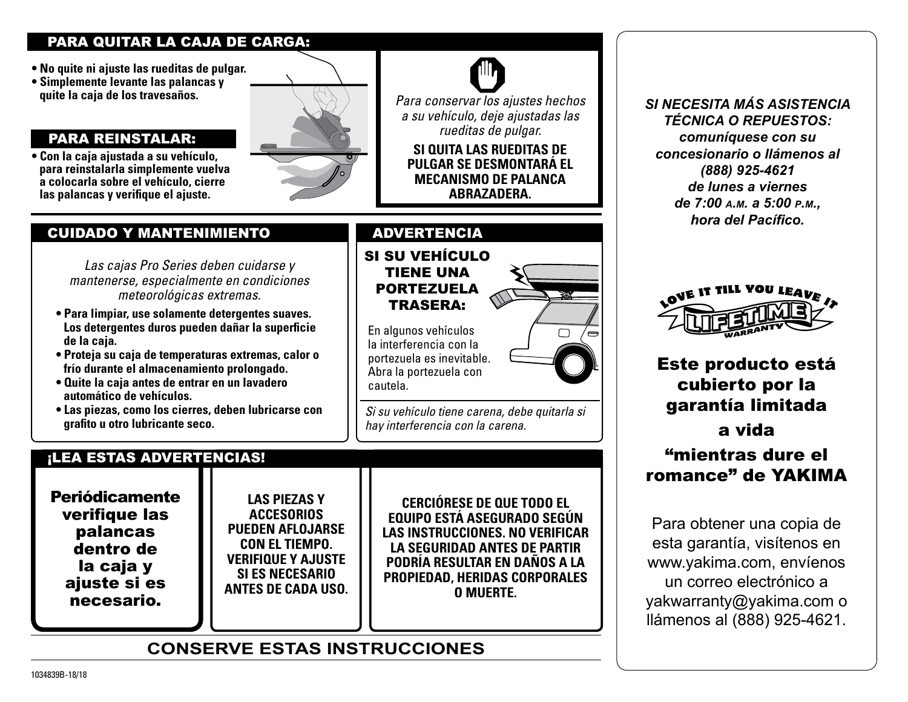## PARA QUITAR LA CAJA DE CARGA:

- **No quite ni ajuste las rueditas de pulgar.**
- **Simplemente levante las palancas y quite la caja de los travesaños.**

## PARA REINSTALAR:

- **Con la caja ajustada a su vehículo, para reinstalarla simplemente vuelva a colocarla sobre el vehículo, cierre las palancas y verifique el ajuste.**

*Para conservar los ajustes hechos a su vehículo, deje ajustadas las rueditas de pulgar.*

**SI QUITA LAS RUEDITAS DE PULGAR SE DESMONTARÁ EL MECANISMO DE PALANCA ABRAZADERA.**

## CUIDADO Y MANTENIMIENTO

*Las cajas Pro Series deben cuidarse y mantenerse, especialmente en condiciones meteorológicas extremas.*

- **Para limpiar, use solamente detergentes suaves. Los detergentes duros pueden dañar la superficie de la caja.**
- **Proteja su caja de temperaturas extremas, calor o frío durante el almacenamiento prolongado.**
- **Quite la caja antes de entrar en un lavadero automático de vehículos.**
- **Las piezas, como los cierres, deben lubricarse con grafito u otro lubricante seco.**

## ADVERTENCIA

**SI SU VEHÍCULO TIENE UNA PORTEZUELA TRASERA:**

En algunos vehículos la interferencia con la portezuela es inevitable. Abra la portezuela con cautela.

*Si su vehículo tiene carena, debe quitarla si hay interferencia con la carena.*

## ¡LEA ESTAS ADVERTENCIAS!

**Periódicamente verifique las palancas dentro de la caja y ajuste si es necesario.**

**LAS PIEZAS Y ACCESORIOS PUEDEN AFLOJARSE CON EL TIEMPO. VERIFIQUE Y AJUSTE SI ES NECESARIO ANTES DE CADA USO.**

**CERCIÓRESE DE QUE TODO EL EQUIPO ESTÁ ASEGURADO SEGÚN LAS INSTRUCCIONES. NO VERIFICAR LA SEGURIDAD ANTES DE PARTIR PODRÍA RESULTAR EN DAÑOS A LA PROPIEDAD, HERIDAS CORPORALES O MUERTE.**

## CONSERVE ESTAS INSTRUCCIONES

1034839B-18/18

***SI NECESITA MÁS ASISTENCIA TÉCNICA O REPUESTOS: comuníquese con su concesionario o llámenos al (888) 925-4621 de lunes a viernes de 7:00 A.M. a 5:00 P.M., hora del Pacífico.***

LOVE IT TILL YOU LEAVE IT
LIFETIME WARRANTY

**Este producto está cubierto por la garantía limitada a vida "mientras dure el romance" de YAKIMA**

Para obtener una copia de esta garantía, visítenos en www.yakima.com, envíenos un correo electrónico a yakwarranty@yakima.com o llámenos al (888) 925-4621.